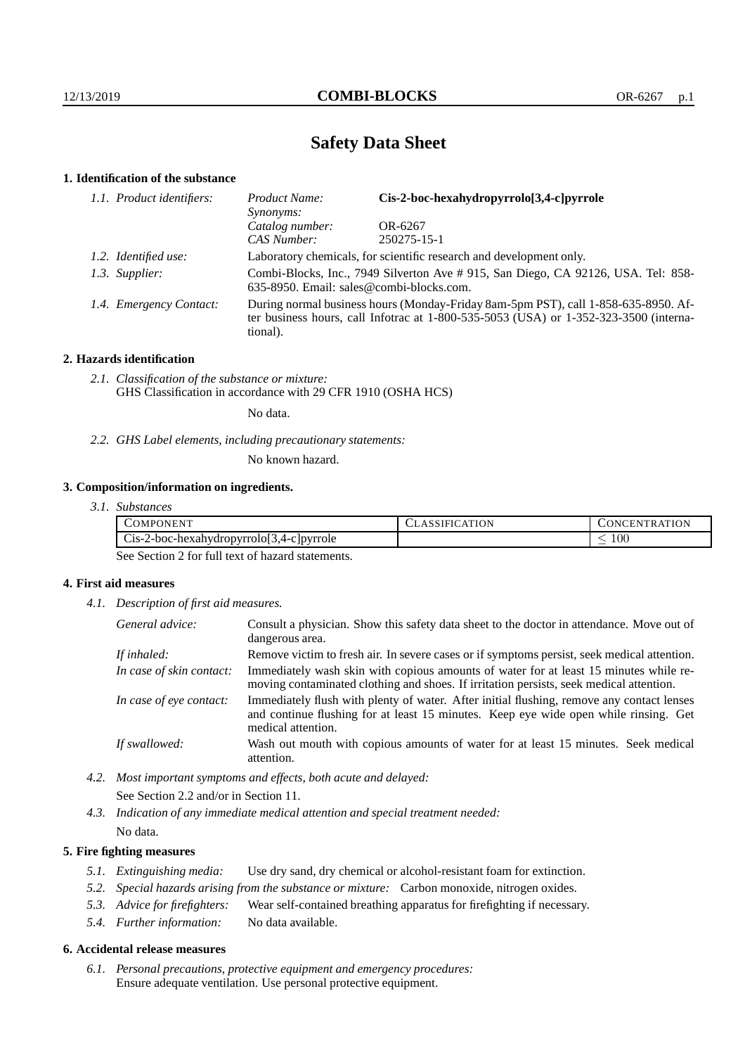# Safety Data Sheet

## 1. Identification of the substance

*1.1. Product identifiers:*

| | |
|---|---|
| *Product Name:* | **Cis-2-boc-hexahydropyrrolo[3,4-c]pyrrole** |
| *Synonyms:* | |
| *Catalog number:* | OR-6267 |
| *CAS Number:* | 250275-15-1 |

*1.2. Identified use:* Laboratory chemicals, for scientific research and development only.

*1.3. Supplier:* Combi-Blocks, Inc., 7949 Silverton Ave # 915, San Diego, CA 92126, USA. Tel: 858-635-8950. Email: sales@combi-blocks.com.

*1.4. Emergency Contact:* During normal business hours (Monday-Friday 8am-5pm PST), call 1-858-635-8950. After business hours, call Infotrac at 1-800-535-5053 (USA) or 1-352-323-3500 (international).

## 2. Hazards identification

*2.1. Classification of the substance or mixture:*
GHS Classification in accordance with 29 CFR 1910 (OSHA HCS)

No data.

*2.2. GHS Label elements, including precautionary statements:*

No known hazard.

## 3. Composition/information on ingredients.

*3.1. Substances*

| COMPONENT | CLASSIFICATION | CONCENTRATION |
|---|---|---|
| Cis-2-boc-hexahydropyrrolo[3,4-c]pyrrole | | $\leq 100$ |

See Section 2 for full text of hazard statements.

## 4. First aid measures

*4.1. Description of first aid measures.*

*General advice:* Consult a physician. Show this safety data sheet to the doctor in attendance. Move out of dangerous area.

*If inhaled:* Remove victim to fresh air. In severe cases or if symptoms persist, seek medical attention.

*In case of skin contact:* Immediately wash skin with copious amounts of water for at least 15 minutes while removing contaminated clothing and shoes. If irritation persists, seek medical attention.

*In case of eye contact:* Immediately flush with plenty of water. After initial flushing, remove any contact lenses and continue flushing for at least 15 minutes. Keep eye wide open while rinsing. Get medical attention.

*If swallowed:* Wash out mouth with copious amounts of water for at least 15 minutes. Seek medical attention.

*4.2. Most important symptoms and effects, both acute and delayed:*

See Section 2.2 and/or in Section 11.

*4.3. Indication of any immediate medical attention and special treatment needed:*

No data.

## 5. Fire fighting measures

*5.1. Extinguishing media:* Use dry sand, dry chemical or alcohol-resistant foam for extinction.

*5.2. Special hazards arising from the substance or mixture:* Carbon monoxide, nitrogen oxides.

*5.3. Advice for firefighters:* Wear self-contained breathing apparatus for firefighting if necessary.

*5.4. Further information:* No data available.

## 6. Accidental release measures

*6.1. Personal precautions, protective equipment and emergency procedures:*
Ensure adequate ventilation. Use personal protective equipment.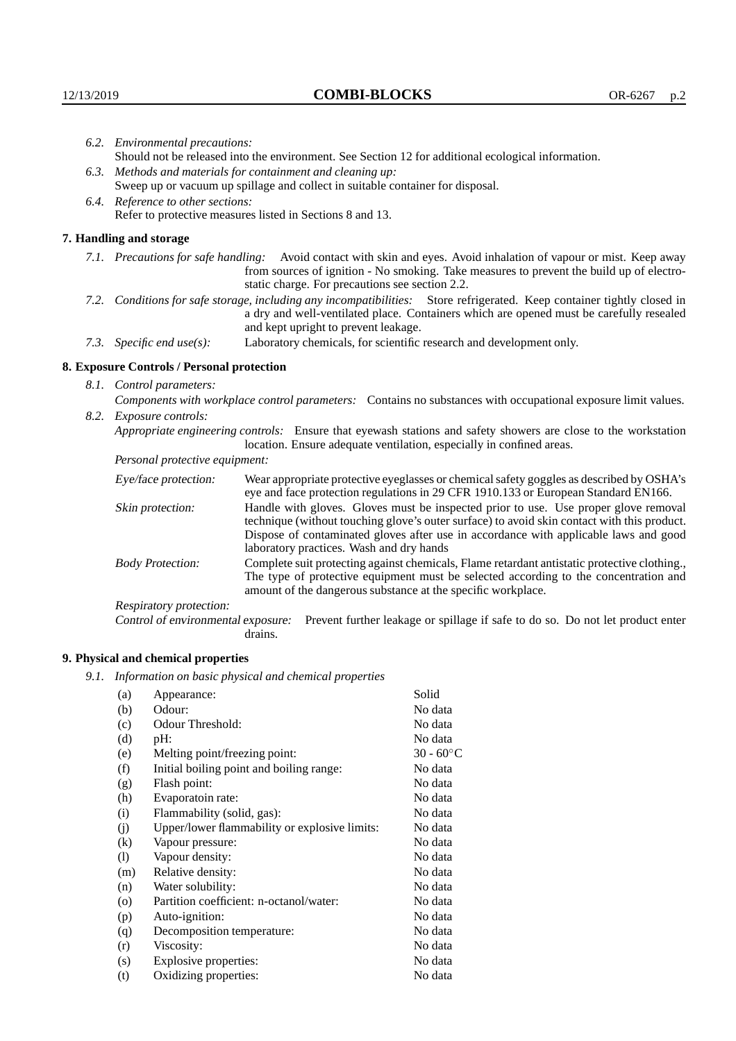6.2. *Environmental precautions:*
Should not be released into the environment. See Section 12 for additional ecological information.

6.3. *Methods and materials for containment and cleaning up:*
Sweep up or vacuum up spillage and collect in suitable container for disposal.

6.4. *Reference to other sections:*
Refer to protective measures listed in Sections 8 and 13.

## 7. Handling and storage

7.1. *Precautions for safe handling:* Avoid contact with skin and eyes. Avoid inhalation of vapour or mist. Keep away from sources of ignition - No smoking. Take measures to prevent the build up of electrostatic charge. For precautions see section 2.2.

7.2. *Conditions for safe storage, including any incompatibilities:* Store refrigerated. Keep container tightly closed in a dry and well-ventilated place. Containers which are opened must be carefully resealed and kept upright to prevent leakage.

7.3. *Specific end use(s):* Laboratory chemicals, for scientific research and development only.

## 8. Exposure Controls / Personal protection

8.1. *Control parameters:*
*Components with workplace control parameters:* Contains no substances with occupational exposure limit values.

8.2. *Exposure controls:*
*Appropriate engineering controls:* Ensure that eyewash stations and safety showers are close to the workstation location. Ensure adequate ventilation, especially in confined areas.

*Personal protective equipment:*

*Eye/face protection:* Wear appropriate protective eyeglasses or chemical safety goggles as described by OSHA's eye and face protection regulations in 29 CFR 1910.133 or European Standard EN166.

*Skin protection:* Handle with gloves. Gloves must be inspected prior to use. Use proper glove removal technique (without touching glove's outer surface) to avoid skin contact with this product. Dispose of contaminated gloves after use in accordance with applicable laws and good laboratory practices. Wash and dry hands

*Body Protection:* Complete suit protecting against chemicals, Flame retardant antistatic protective clothing., The type of protective equipment must be selected according to the concentration and amount of the dangerous substance at the specific workplace.

*Respiratory protection:*

*Control of environmental exposure:* Prevent further leakage or spillage if safe to do so. Do not let product enter drains.

## 9. Physical and chemical properties

9.1. *Information on basic physical and chemical properties*

| | | |
|---|---|---|
| (a) | Appearance: | Solid |
| (b) | Odour: | No data |
| (c) | Odour Threshold: | No data |
| (d) | pH: | No data |
| (e) | Melting point/freezing point: | 30 - 60°C |
| (f) | Initial boiling point and boiling range: | No data |
| (g) | Flash point: | No data |
| (h) | Evaporatoin rate: | No data |
| (i) | Flammability (solid, gas): | No data |
| (j) | Upper/lower flammability or explosive limits: | No data |
| (k) | Vapour pressure: | No data |
| (l) | Vapour density: | No data |
| (m) | Relative density: | No data |
| (n) | Water solubility: | No data |
| (o) | Partition coefficient: n-octanol/water: | No data |
| (p) | Auto-ignition: | No data |
| (q) | Decomposition temperature: | No data |
| (r) | Viscosity: | No data |
| (s) | Explosive properties: | No data |
| (t) | Oxidizing properties: | No data |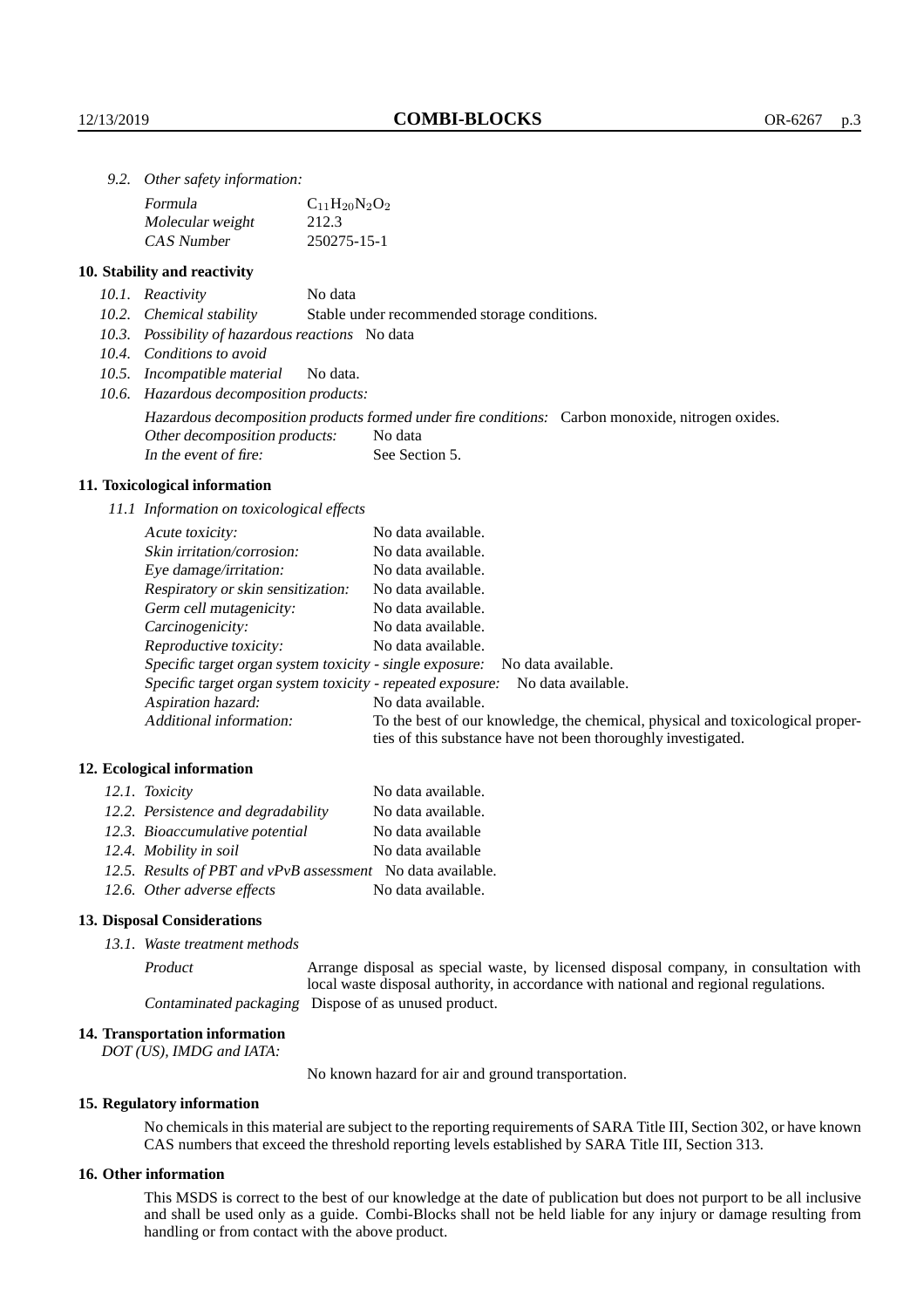*9.2. Other safety information:*

| | |
|---|---|
| *Formula* | $C_{11}H_{20}N_2O_2$ |
| *Molecular weight* | 212.3 |
| *CAS Number* | 250275-15-1 |

## 10. Stability and reactivity

*10.1. Reactivity* No data

*10.2. Chemical stability* Stable under recommended storage conditions.

*10.3. Possibility of hazardous reactions* No data

*10.4. Conditions to avoid*

*10.5. Incompatible material* No data.

*10.6. Hazardous decomposition products:*

*Hazardous decomposition products formed under fire conditions:* Carbon monoxide, nitrogen oxides.

*Other decomposition products:* No data

*In the event of fire:* See Section 5.

## 11. Toxicological information

*11.1 Information on toxicological effects*

| | |
|---|---|
| *Acute toxicity:* | No data available. |
| *Skin irritation/corrosion:* | No data available. |
| *Eye damage/irritation:* | No data available. |
| *Respiratory or skin sensitization:* | No data available. |
| *Germ cell mutagenicity:* | No data available. |
| *Carcinogenicity:* | No data available. |
| *Reproductive toxicity:* | No data available. |
| *Specific target organ system toxicity - single exposure:* | No data available. |
| *Specific target organ system toxicity - repeated exposure:* | No data available. |
| *Aspiration hazard:* | No data available. |
| *Additional information:* | To the best of our knowledge, the chemical, physical and toxicological properties of this substance have not been thoroughly investigated. |

## 12. Ecological information

| | |
|---|---|
| *12.1. Toxicity* | No data available. |
| *12.2. Persistence and degradability* | No data available. |
| *12.3. Bioaccumulative potential* | No data available |
| *12.4. Mobility in soil* | No data available |
| *12.5. Results of PBT and vPvB assessment* | No data available. |
| *12.6. Other adverse effects* | No data available. |

## 13. Disposal Considerations

*13.1. Waste treatment methods*

*Product* Arrange disposal as special waste, by licensed disposal company, in consultation with local waste disposal authority, in accordance with national and regional regulations.

*Contaminated packaging* Dispose of as unused product.

## 14. Transportation information

*DOT (US), IMDG and IATA:*

No known hazard for air and ground transportation.

## 15. Regulatory information

No chemicals in this material are subject to the reporting requirements of SARA Title III, Section 302, or have known CAS numbers that exceed the threshold reporting levels established by SARA Title III, Section 313.

## 16. Other information

This MSDS is correct to the best of our knowledge at the date of publication but does not purport to be all inclusive and shall be used only as a guide. Combi-Blocks shall not be held liable for any injury or damage resulting from handling or from contact with the above product.